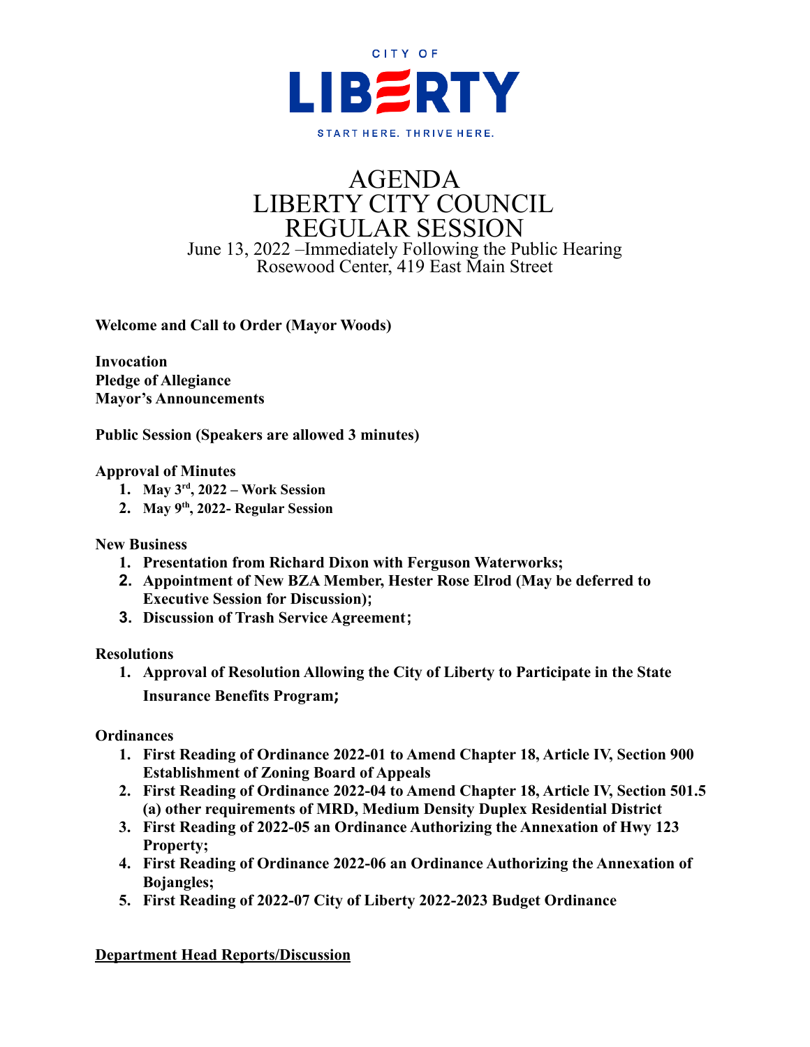CITY OF

# LIBERTY

START HERE. THRIVE HERE.

# AGENDA
# LIBERTY CITY COUNCIL
# REGULAR SESSION

June 13, 2022 –Immediately Following the Public Hearing
Rosewood Center, 419 East Main Street

**Welcome and Call to Order (Mayor Woods)**

**Invocation**
**Pledge of Allegiance**
**Mayor's Announcements**

**Public Session (Speakers are allowed 3 minutes)**

**Approval of Minutes**

1. **May 3rd, 2022 – Work Session**
2. **May 9th, 2022- Regular Session**

**New Business**

1. **Presentation from Richard Dixon with Ferguson Waterworks;**
2. **Appointment of New BZA Member, Hester Rose Elrod (May be deferred to Executive Session for Discussion);**
3. **Discussion of Trash Service Agreement;**

**Resolutions**

1. **Approval of Resolution Allowing the City of Liberty to Participate in the State Insurance Benefits Program;**

**Ordinances**

1. **First Reading of Ordinance 2022-01 to Amend Chapter 18, Article IV, Section 900 Establishment of Zoning Board of Appeals**
2. **First Reading of Ordinance 2022-04 to Amend Chapter 18, Article IV, Section 501.5 (a) other requirements of MRD, Medium Density Duplex Residential District**
3. **First Reading of 2022-05 an Ordinance Authorizing the Annexation of Hwy 123 Property;**
4. **First Reading of Ordinance 2022-06 an Ordinance Authorizing the Annexation of Bojangles;**
5. **First Reading of 2022-07 City of Liberty 2022-2023 Budget Ordinance**

**Department Head Reports/Discussion**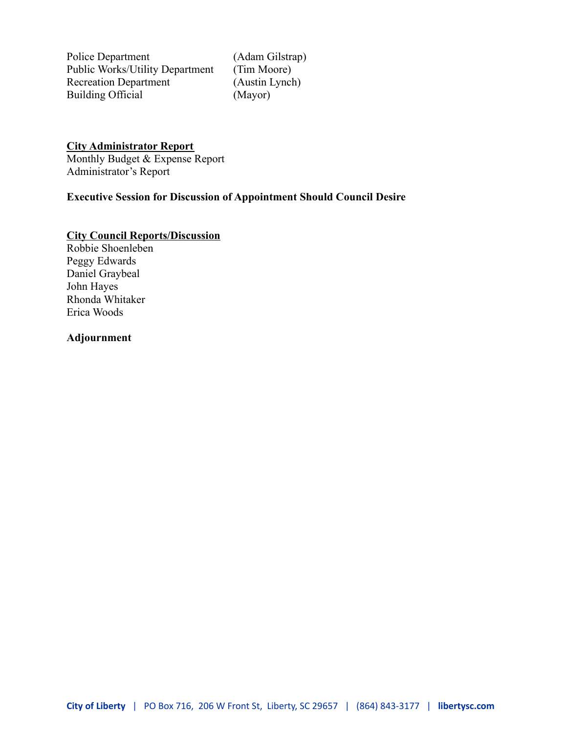| | |
|---|---|
| Police Department | (Adam Gilstrap) |
| Public Works/Utility Department | (Tim Moore) |
| Recreation Department | (Austin Lynch) |
| Building Official | (Mayor) |

**City Administrator Report**

Monthly Budget & Expense Report
Administrator's Report

**Executive Session for Discussion of Appointment Should Council Desire**

**City Council Reports/Discussion**

Robbie Shoenleben
Peggy Edwards
Daniel Graybeal
John Hayes
Rhonda Whitaker
Erica Woods

**Adjournment**

**City of Liberty** | PO Box 716, 206 W Front St, Liberty, SC 29657 | (864) 843-3177 | **libertysc.com**